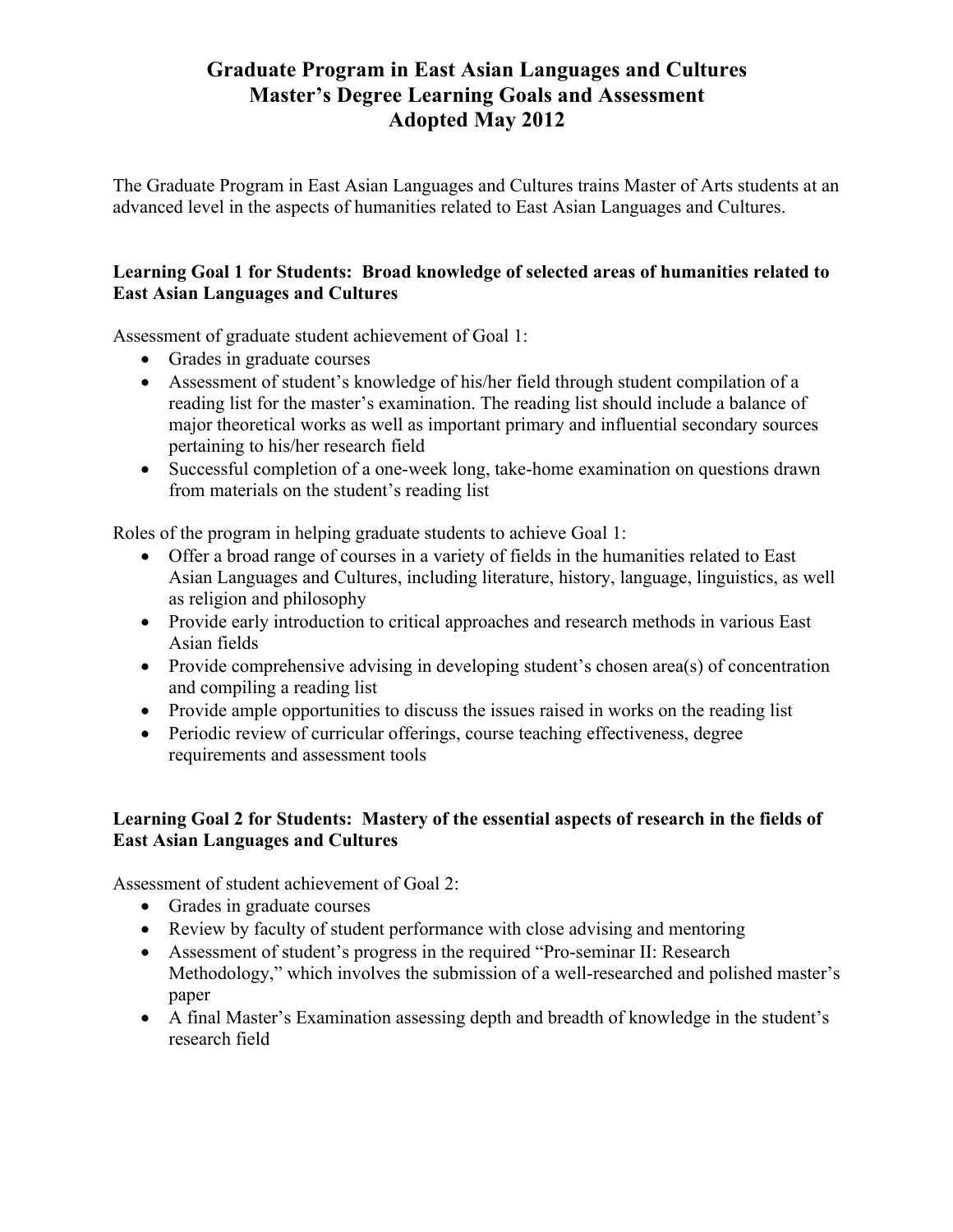# Graduate Program in East Asian Languages and Cultures
# Master's Degree Learning Goals and Assessment
# Adopted May 2012

The Graduate Program in East Asian Languages and Cultures trains Master of Arts students at an advanced level in the aspects of humanities related to East Asian Languages and Cultures.

**Learning Goal 1 for Students: Broad knowledge of selected areas of humanities related to East Asian Languages and Cultures**

Assessment of graduate student achievement of Goal 1:

- Grades in graduate courses
- Assessment of student's knowledge of his/her field through student compilation of a reading list for the master's examination. The reading list should include a balance of major theoretical works as well as important primary and influential secondary sources pertaining to his/her research field
- Successful completion of a one-week long, take-home examination on questions drawn from materials on the student's reading list

Roles of the program in helping graduate students to achieve Goal 1:

- Offer a broad range of courses in a variety of fields in the humanities related to East Asian Languages and Cultures, including literature, history, language, linguistics, as well as religion and philosophy
- Provide early introduction to critical approaches and research methods in various East Asian fields
- Provide comprehensive advising in developing student's chosen area(s) of concentration and compiling a reading list
- Provide ample opportunities to discuss the issues raised in works on the reading list
- Periodic review of curricular offerings, course teaching effectiveness, degree requirements and assessment tools

**Learning Goal 2 for Students: Mastery of the essential aspects of research in the fields of East Asian Languages and Cultures**

Assessment of student achievement of Goal 2:

- Grades in graduate courses
- Review by faculty of student performance with close advising and mentoring
- Assessment of student's progress in the required "Pro-seminar II: Research Methodology," which involves the submission of a well-researched and polished master's paper
- A final Master's Examination assessing depth and breadth of knowledge in the student's research field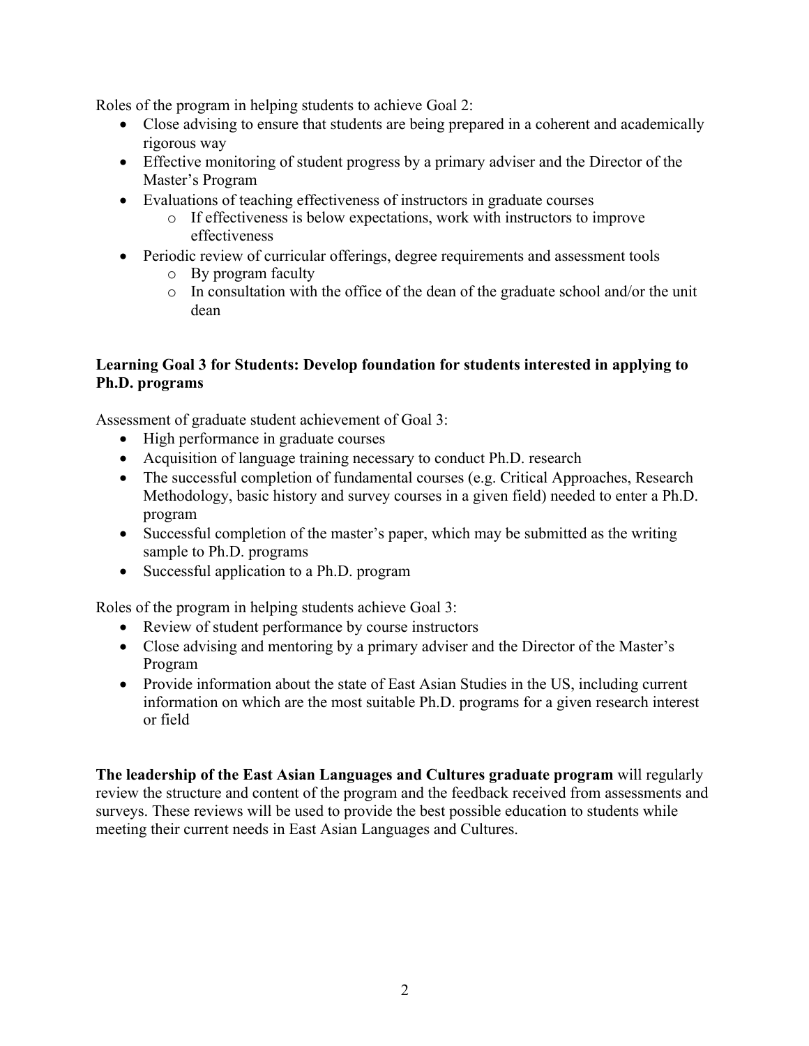Roles of the program in helping students to achieve Goal 2:

- Close advising to ensure that students are being prepared in a coherent and academically rigorous way
- Effective monitoring of student progress by a primary adviser and the Director of the Master's Program
- Evaluations of teaching effectiveness of instructors in graduate courses
  - If effectiveness is below expectations, work with instructors to improve effectiveness
- Periodic review of curricular offerings, degree requirements and assessment tools
  - By program faculty
  - In consultation with the office of the dean of the graduate school and/or the unit dean

**Learning Goal 3 for Students: Develop foundation for students interested in applying to Ph.D. programs**

Assessment of graduate student achievement of Goal 3:

- High performance in graduate courses
- Acquisition of language training necessary to conduct Ph.D. research
- The successful completion of fundamental courses (e.g. Critical Approaches, Research Methodology, basic history and survey courses in a given field) needed to enter a Ph.D. program
- Successful completion of the master's paper, which may be submitted as the writing sample to Ph.D. programs
- Successful application to a Ph.D. program

Roles of the program in helping students achieve Goal 3:

- Review of student performance by course instructors
- Close advising and mentoring by a primary adviser and the Director of the Master's Program
- Provide information about the state of East Asian Studies in the US, including current information on which are the most suitable Ph.D. programs for a given research interest or field

**The leadership of the East Asian Languages and Cultures graduate program** will regularly review the structure and content of the program and the feedback received from assessments and surveys. These reviews will be used to provide the best possible education to students while meeting their current needs in East Asian Languages and Cultures.